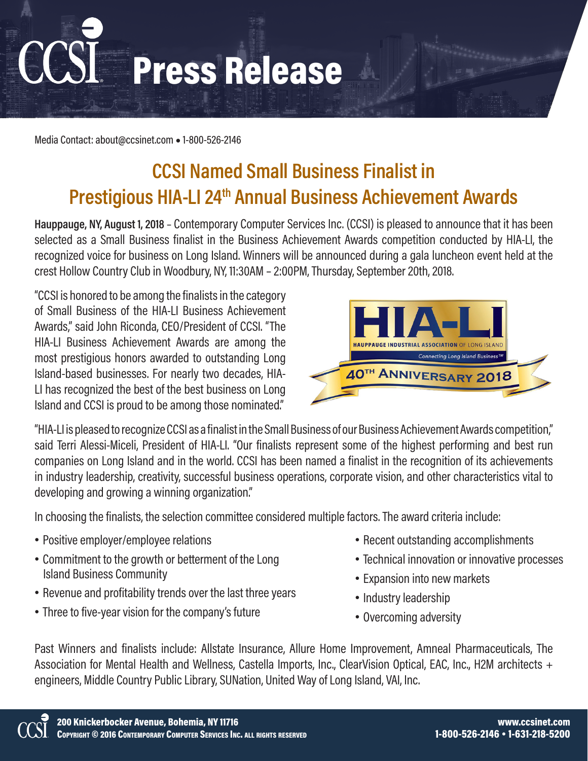# Press Release

Media Contact: about@ccsinet.com • 1-800-526-2146

## CCSI Named Small Business Finalist in Prestigious HIA-LI 24th Annual Business Achievement Awards

**Hauppauge, NY, August 1, 2018** – Contemporary Computer Services Inc. (CCSI) is pleased to announce that it has been selected as a Small Business finalist in the Business Achievement Awards competition conducted by HIA-LI, the recognized voice for business on Long Island. Winners will be announced during a gala luncheon event held at the crest Hollow Country Club in Woodbury, NY, 11:30AM – 2:00PM, Thursday, September 20th, 2018.

"CCSI is honored to be among the finalists in the category of Small Business of the HIA-LI Business Achievement Awards," said John Riconda, CEO/President of CCSI. "The HIA-LI Business Achievement Awards are among the most prestigious honors awarded to outstanding Long Island-based businesses. For nearly two decades, HIA-LI has recognized the best of the best business on Long Island and CCSI is proud to be among those nominated."

"HIA-LI is pleased to recognize CCSI as a finalist in the Small Business of our Business Achievement Awards competition," said Terri Alessi-Miceli, President of HIA-LI. "Our finalists represent some of the highest performing and best run companies on Long Island and in the world. CCSI has been named a finalist in the recognition of its achievements in industry leadership, creativity, successful business operations, corporate vision, and other characteristics vital to developing and growing a winning organization."

In choosing the finalists, the selection committee considered multiple factors. The award criteria include:

- Positive employer/employee relations
- Commitment to the growth or betterment of the Long Island Business Community
- Revenue and profitability trends over the last three years
- Three to five-year vision for the company's future
- Recent outstanding accomplishments
- Technical innovation or innovative processes
- Expansion into new markets
- Industry leadership
- Overcoming adversity

Past Winners and finalists include: Allstate Insurance, Allure Home Improvement, Amneal Pharmaceuticals, The Association for Mental Health and Wellness, Castella Imports, Inc., ClearVision Optical, EAC, Inc., H2M architects + engineers, Middle Country Public Library, SUNation, United Way of Long Island, VAI, Inc.

**200 Knickerbocker Avenue, Bohemia, NY 11716**
Copyright © 2016 Contemporary Computer Services Inc. all rights reserved

www.ccsinet.com
1-800-526-2146 • 1-631-218-5200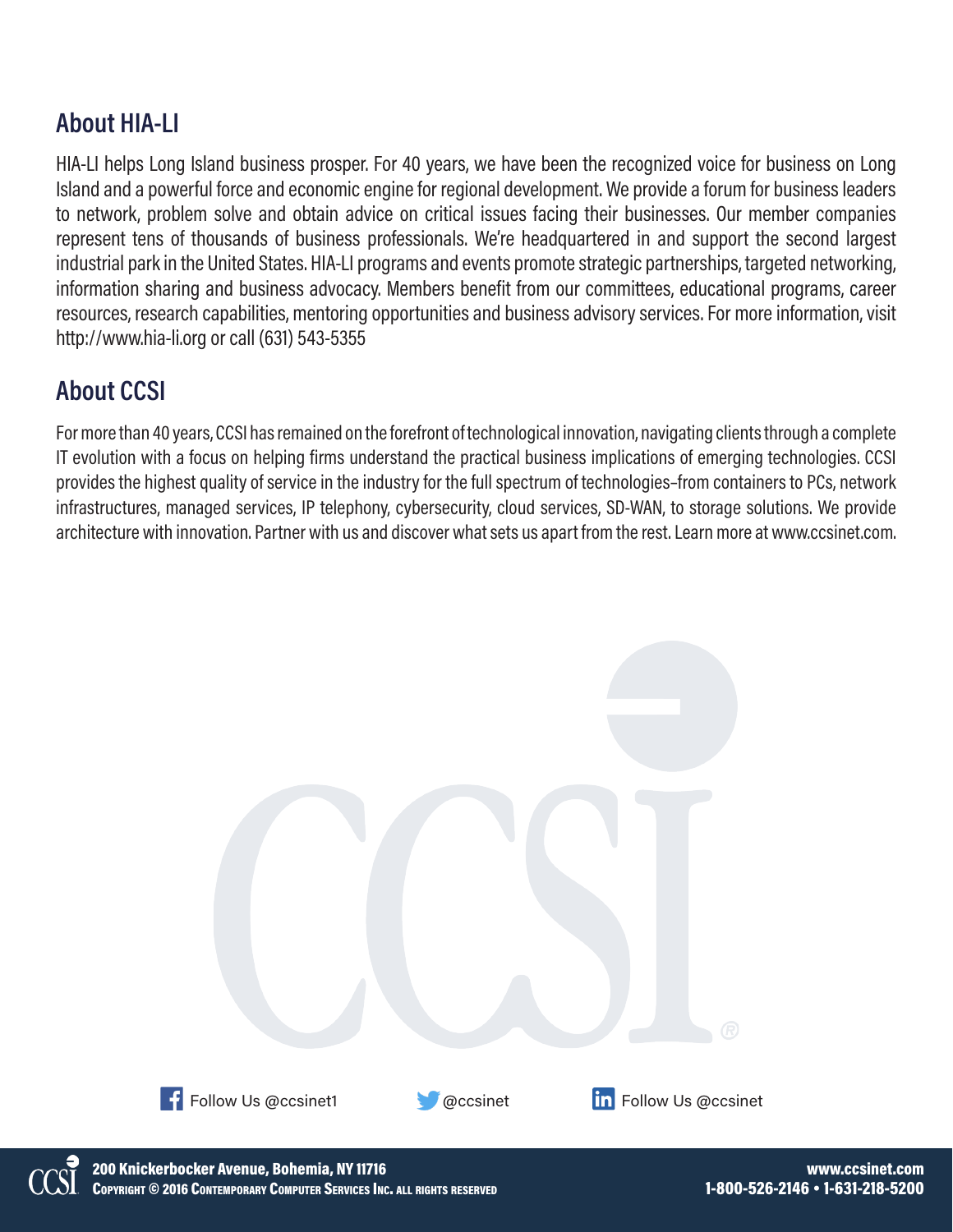## About HIA-LI

HIA-LI helps Long Island business prosper. For 40 years, we have been the recognized voice for business on Long Island and a powerful force and economic engine for regional development. We provide a forum for business leaders to network, problem solve and obtain advice on critical issues facing their businesses. Our member companies represent tens of thousands of business professionals. We're headquartered in and support the second largest industrial park in the United States. HIA-LI programs and events promote strategic partnerships, targeted networking, information sharing and business advocacy. Members benefit from our committees, educational programs, career resources, research capabilities, mentoring opportunities and business advisory services. For more information, visit http://www.hia-li.org or call (631) 543-5355

## About CCSI

For more than 40 years, CCSI has remained on the forefront of technological innovation, navigating clients through a complete IT evolution with a focus on helping firms understand the practical business implications of emerging technologies. CCSI provides the highest quality of service in the industry for the full spectrum of technologies–from containers to PCs, network infrastructures, managed services, IP telephony, cybersecurity, cloud services, SD-WAN, to storage solutions. We provide architecture with innovation. Partner with us and discover what sets us apart from the rest. Learn more at www.ccsinet.com.

Follow Us @ccsinet1 @ccsinet Follow Us @ccsinet

**200 Knickerbocker Avenue, Bohemia, NY 11716**
**Copyright © 2016 Contemporary Computer Services Inc. all rights reserved**

**www.ccsinet.com**
**1-800-526-2146 • 1-631-218-5200**